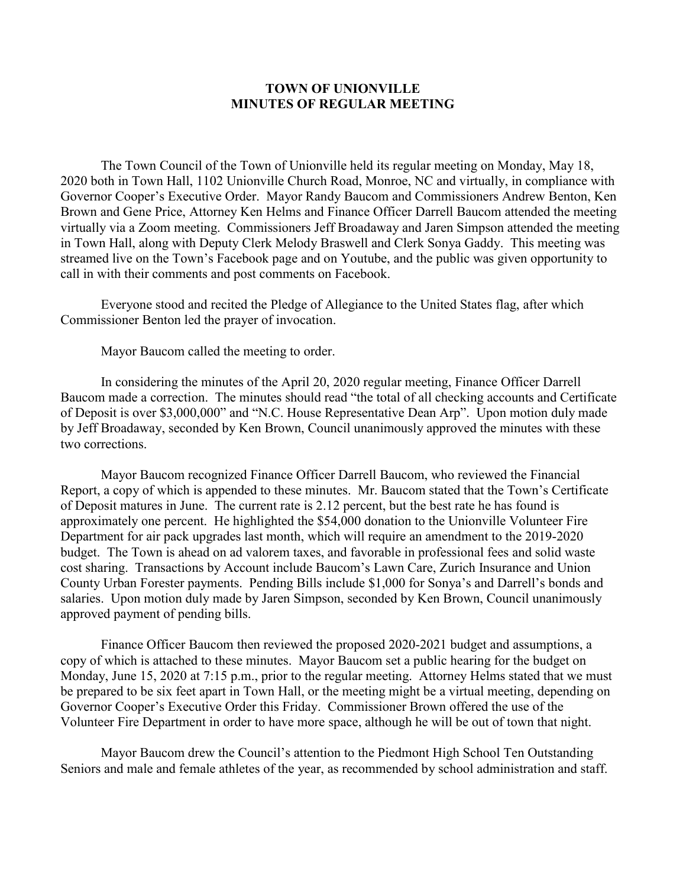# TOWN OF UNIONVILLE
## MINUTES OF REGULAR MEETING

The Town Council of the Town of Unionville held its regular meeting on Monday, May 18, 2020 both in Town Hall, 1102 Unionville Church Road, Monroe, NC and virtually, in compliance with Governor Cooper's Executive Order. Mayor Randy Baucom and Commissioners Andrew Benton, Ken Brown and Gene Price, Attorney Ken Helms and Finance Officer Darrell Baucom attended the meeting virtually via a Zoom meeting. Commissioners Jeff Broadaway and Jaren Simpson attended the meeting in Town Hall, along with Deputy Clerk Melody Braswell and Clerk Sonya Gaddy. This meeting was streamed live on the Town's Facebook page and on Youtube, and the public was given opportunity to call in with their comments and post comments on Facebook.

Everyone stood and recited the Pledge of Allegiance to the United States flag, after which Commissioner Benton led the prayer of invocation.

Mayor Baucom called the meeting to order.

In considering the minutes of the April 20, 2020 regular meeting, Finance Officer Darrell Baucom made a correction. The minutes should read "the total of all checking accounts and Certificate of Deposit is over $3,000,000" and "N.C. House Representative Dean Arp". Upon motion duly made by Jeff Broadaway, seconded by Ken Brown, Council unanimously approved the minutes with these two corrections.

Mayor Baucom recognized Finance Officer Darrell Baucom, who reviewed the Financial Report, a copy of which is appended to these minutes. Mr. Baucom stated that the Town's Certificate of Deposit matures in June. The current rate is 2.12 percent, but the best rate he has found is approximately one percent. He highlighted the $54,000 donation to the Unionville Volunteer Fire Department for air pack upgrades last month, which will require an amendment to the 2019-2020 budget. The Town is ahead on ad valorem taxes, and favorable in professional fees and solid waste cost sharing. Transactions by Account include Baucom's Lawn Care, Zurich Insurance and Union County Urban Forester payments. Pending Bills include $1,000 for Sonya's and Darrell's bonds and salaries. Upon motion duly made by Jaren Simpson, seconded by Ken Brown, Council unanimously approved payment of pending bills.

Finance Officer Baucom then reviewed the proposed 2020-2021 budget and assumptions, a copy of which is attached to these minutes. Mayor Baucom set a public hearing for the budget on Monday, June 15, 2020 at 7:15 p.m., prior to the regular meeting. Attorney Helms stated that we must be prepared to be six feet apart in Town Hall, or the meeting might be a virtual meeting, depending on Governor Cooper's Executive Order this Friday. Commissioner Brown offered the use of the Volunteer Fire Department in order to have more space, although he will be out of town that night.

Mayor Baucom drew the Council's attention to the Piedmont High School Ten Outstanding Seniors and male and female athletes of the year, as recommended by school administration and staff.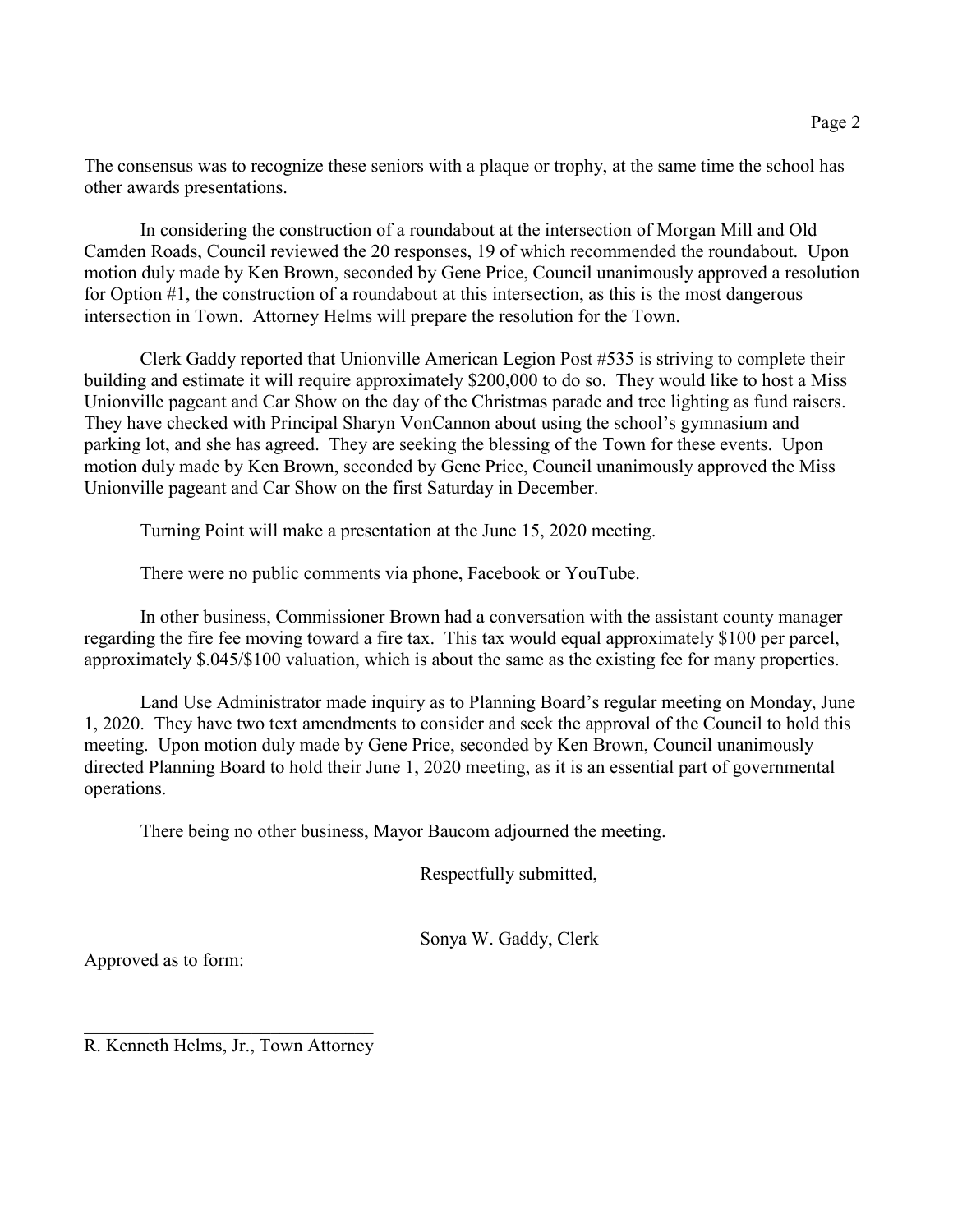The consensus was to recognize these seniors with a plaque or trophy, at the same time the school has other awards presentations.

In considering the construction of a roundabout at the intersection of Morgan Mill and Old Camden Roads, Council reviewed the 20 responses, 19 of which recommended the roundabout. Upon motion duly made by Ken Brown, seconded by Gene Price, Council unanimously approved a resolution for Option #1, the construction of a roundabout at this intersection, as this is the most dangerous intersection in Town. Attorney Helms will prepare the resolution for the Town.

Clerk Gaddy reported that Unionville American Legion Post #535 is striving to complete their building and estimate it will require approximately $200,000 to do so. They would like to host a Miss Unionville pageant and Car Show on the day of the Christmas parade and tree lighting as fund raisers. They have checked with Principal Sharyn VonCannon about using the school's gymnasium and parking lot, and she has agreed. They are seeking the blessing of the Town for these events. Upon motion duly made by Ken Brown, seconded by Gene Price, Council unanimously approved the Miss Unionville pageant and Car Show on the first Saturday in December.

Turning Point will make a presentation at the June 15, 2020 meeting.

There were no public comments via phone, Facebook or YouTube.

In other business, Commissioner Brown had a conversation with the assistant county manager regarding the fire fee moving toward a fire tax. This tax would equal approximately $100 per parcel, approximately $.045/$100 valuation, which is about the same as the existing fee for many properties.

Land Use Administrator made inquiry as to Planning Board's regular meeting on Monday, June 1, 2020. They have two text amendments to consider and seek the approval of the Council to hold this meeting. Upon motion duly made by Gene Price, seconded by Ken Brown, Council unanimously directed Planning Board to hold their June 1, 2020 meeting, as it is an essential part of governmental operations.

There being no other business, Mayor Baucom adjourned the meeting.

Respectfully submitted,

Sonya W. Gaddy, Clerk

Approved as to form:

\_\_\_\_\_\_\_\_\_\_\_\_\_\_\_\_\_\_\_\_\_\_\_\_\_\_\_\_\_\_

R. Kenneth Helms, Jr., Town Attorney